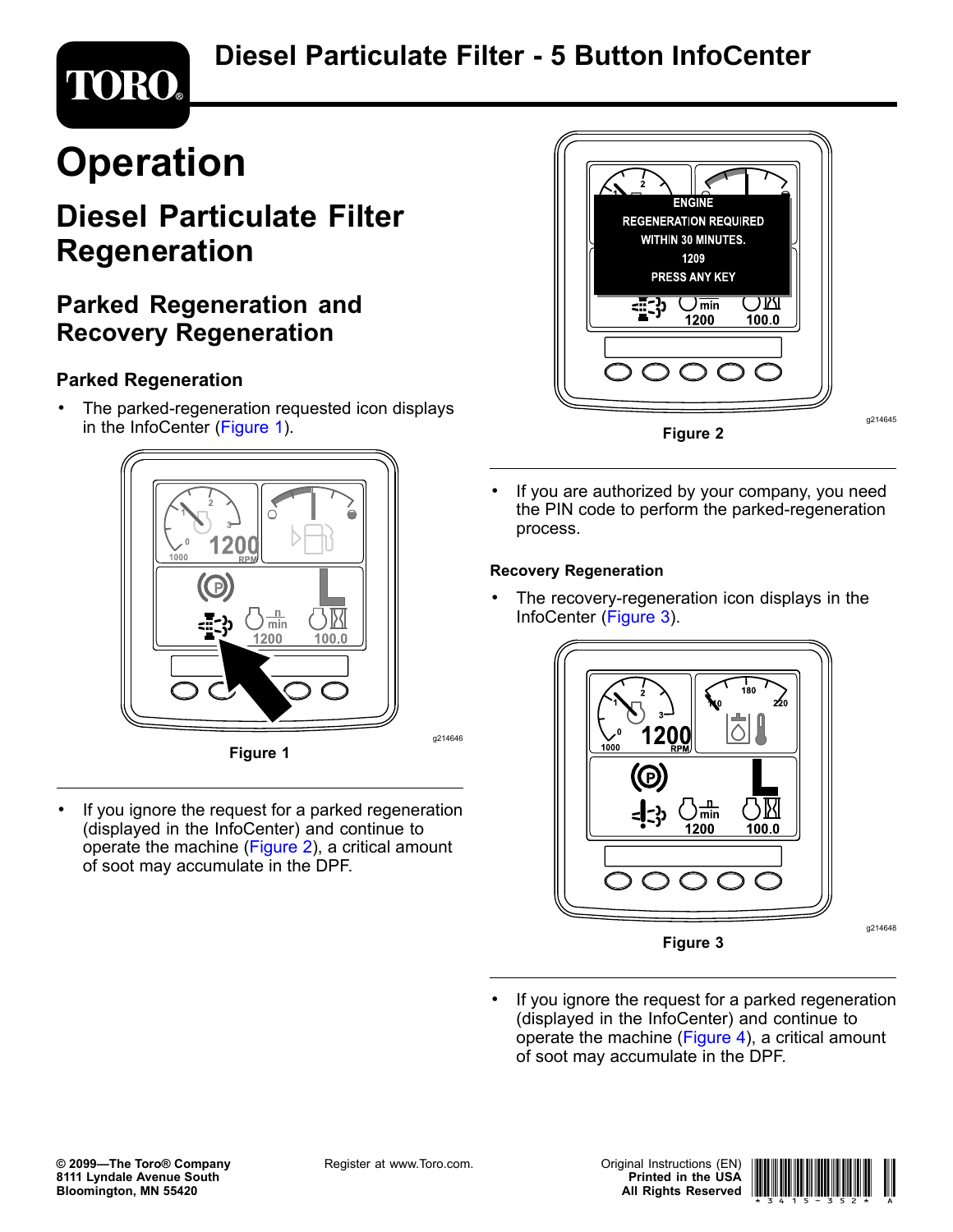# Diesel Particulate Filter - 5 Button InfoCenter

# Operation

## Diesel Particulate Filter Regeneration

### Parked Regeneration and Recovery Regeneration

#### Parked Regeneration

- The parked-regeneration requested icon displays in the InfoCenter (Figure 1).

Figure 1

- If you ignore the request for a parked regeneration (displayed in the InfoCenter) and continue to operate the machine (Figure 2), a critical amount of soot may accumulate in the DPF.

Figure 2

- If you are authorized by your company, you need the PIN code to perform the parked-regeneration process.

#### Recovery Regeneration

- The recovery-regeneration icon displays in the InfoCenter (Figure 3).

Figure 3

- If you ignore the request for a parked regeneration (displayed in the InfoCenter) and continue to operate the machine (Figure 4), a critical amount of soot may accumulate in the DPF.

© 2099—The Toro® Company
8111 Lyndale Avenue South
Bloomington, MN 55420

Register at www.Toro.com.

Original Instructions (EN)
Printed in the USA
All Rights Reserved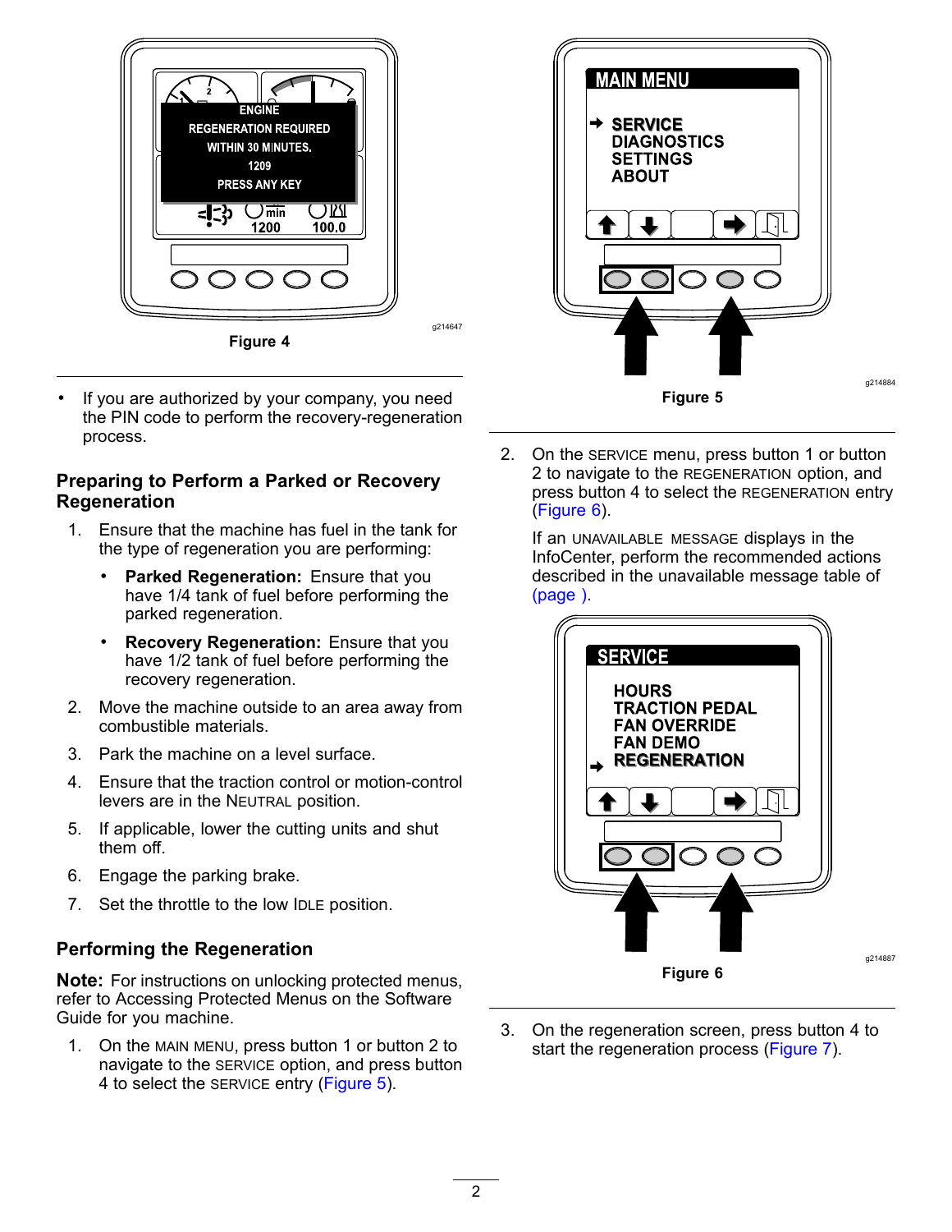Figure 4

- If you are authorized by your company, you need the PIN code to perform the recovery-regeneration process.

## Preparing to Perform a Parked or Recovery Regeneration

1. Ensure that the machine has fuel in the tank for the type of regeneration you are performing:
   - **Parked Regeneration:** Ensure that you have 1/4 tank of fuel before performing the parked regeneration.
   - **Recovery Regeneration:** Ensure that you have 1/2 tank of fuel before performing the recovery regeneration.
2. Move the machine outside to an area away from combustible materials.
3. Park the machine on a level surface.
4. Ensure that the traction control or motion-control levers are in the NEUTRAL position.
5. If applicable, lower the cutting units and shut them off.
6. Engage the parking brake.
7. Set the throttle to the low IDLE position.

## Performing the Regeneration

**Note:** For instructions on unlocking protected menus, refer to Accessing Protected Menus on the Software Guide for you machine.

1. On the MAIN MENU, press button 1 or button 2 to navigate to the SERVICE option, and press button 4 to select the SERVICE entry (Figure 5).

Figure 5

2. On the SERVICE menu, press button 1 or button 2 to navigate to the REGENERATION option, and press button 4 to select the REGENERATION entry (Figure 6).

   If an UNAVAILABLE MESSAGE displays in the InfoCenter, perform the recommended actions described in the unavailable message table of (page ).

Figure 6

3. On the regeneration screen, press button 4 to start the regeneration process (Figure 7).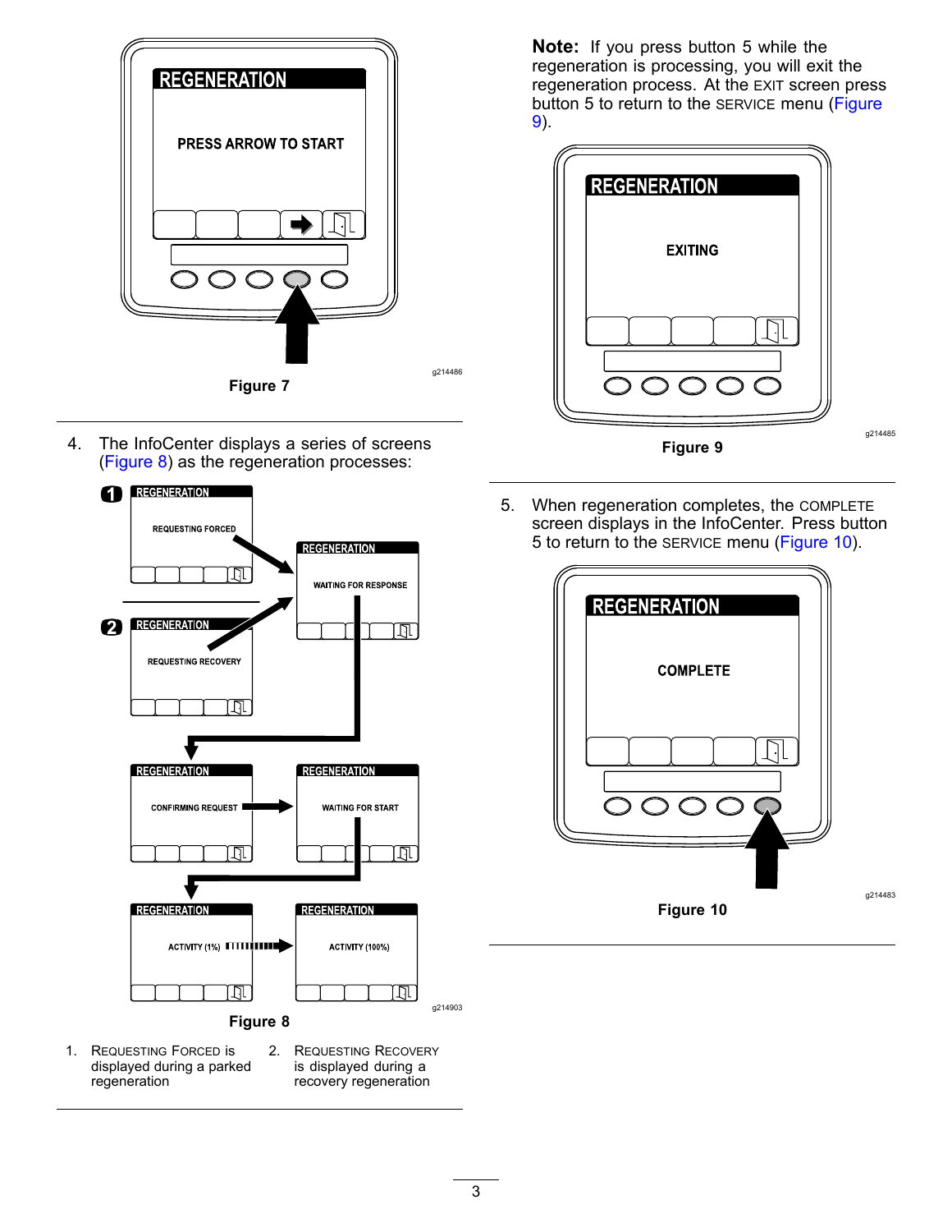PRESS ARROW TO START

g214486

Figure 7

4. The InfoCenter displays a series of screens (Figure 8) as the regeneration processes:

g214903

Figure 8

1. REQUESTING FORCED is displayed during a parked regeneration
2. REQUESTING RECOVERY is displayed during a recovery regeneration

**Note:** If you press button 5 while the regeneration is processing, you will exit the regeneration process. At the EXIT screen press button 5 to return to the SERVICE menu (Figure 9).

g214485

Figure 9

5. When regeneration completes, the COMPLETE screen displays in the InfoCenter. Press button 5 to return to the SERVICE menu (Figure 10).

g214483

Figure 10